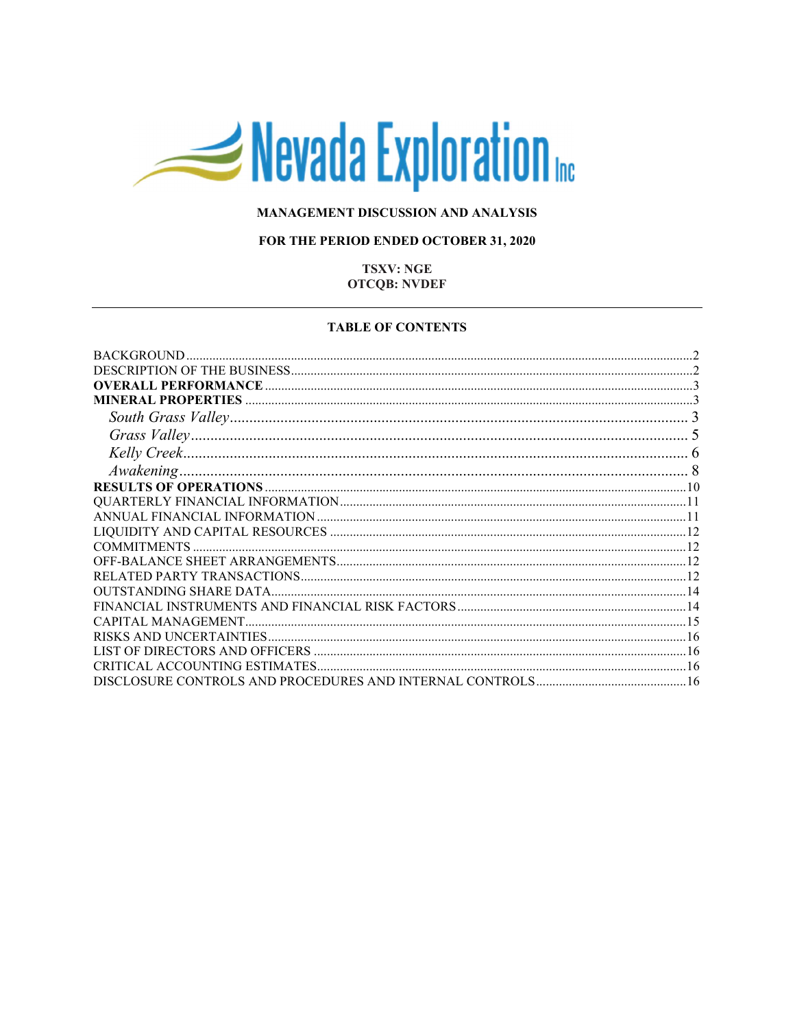**Nevada Exploration Inc**

**MANAGEMENT DISCUSSION AND ANALYSIS**

**FOR THE PERIOD ENDED OCTOBER 31, 2020**

**TSXV: NGE**
**OTCQB: NVDEF**

---

**TABLE OF CONTENTS**

BACKGROUND ..... 2
DESCRIPTION OF THE BUSINESS ..... 2
**OVERALL PERFORMANCE** ..... 3
**MINERAL PROPERTIES** ..... 3
&nbsp;&nbsp;&nbsp;&nbsp;*South Grass Valley* ..... 3
&nbsp;&nbsp;&nbsp;&nbsp;*Grass Valley* ..... 5
&nbsp;&nbsp;&nbsp;&nbsp;*Kelly Creek* ..... 6
&nbsp;&nbsp;&nbsp;&nbsp;*Awakening* ..... 8
**RESULTS OF OPERATIONS** ..... 10
QUARTERLY FINANCIAL INFORMATION ..... 11
ANNUAL FINANCIAL INFORMATION ..... 11
LIQUIDITY AND CAPITAL RESOURCES ..... 12
COMMITMENTS ..... 12
OFF-BALANCE SHEET ARRANGEMENTS ..... 12
RELATED PARTY TRANSACTIONS ..... 12
OUTSTANDING SHARE DATA ..... 14
FINANCIAL INSTRUMENTS AND FINANCIAL RISK FACTORS ..... 14
CAPITAL MANAGEMENT ..... 15
RISKS AND UNCERTAINTIES ..... 16
LIST OF DIRECTORS AND OFFICERS ..... 16
CRITICAL ACCOUNTING ESTIMATES ..... 16
DISCLOSURE CONTROLS AND PROCEDURES AND INTERNAL CONTROLS ..... 16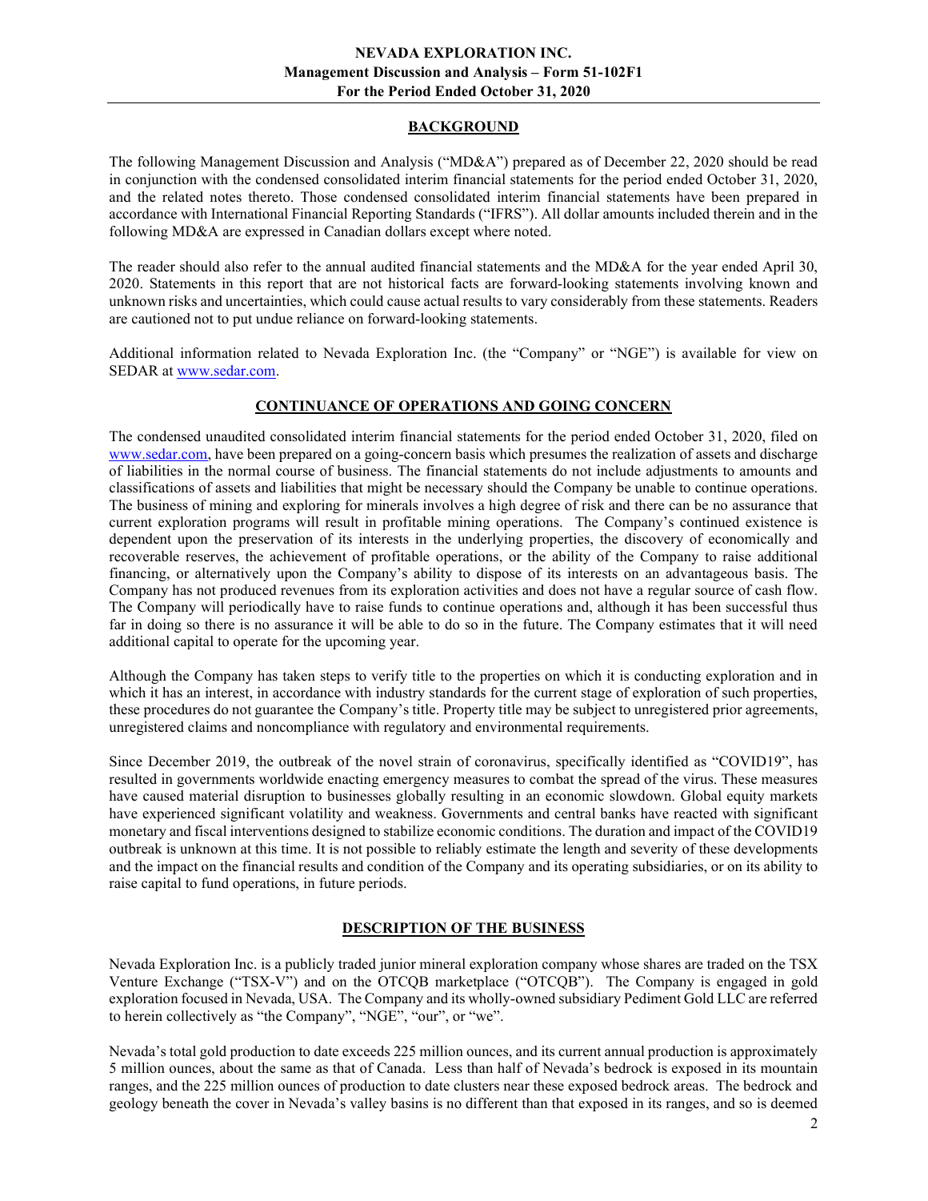## BACKGROUND

The following Management Discussion and Analysis ("MD&A") prepared as of December 22, 2020 should be read in conjunction with the condensed consolidated interim financial statements for the period ended October 31, 2020, and the related notes thereto. Those condensed consolidated interim financial statements have been prepared in accordance with International Financial Reporting Standards ("IFRS"). All dollar amounts included therein and in the following MD&A are expressed in Canadian dollars except where noted.

The reader should also refer to the annual audited financial statements and the MD&A for the year ended April 30, 2020. Statements in this report that are not historical facts are forward-looking statements involving known and unknown risks and uncertainties, which could cause actual results to vary considerably from these statements. Readers are cautioned not to put undue reliance on forward-looking statements.

Additional information related to Nevada Exploration Inc. (the "Company" or "NGE") is available for view on SEDAR at www.sedar.com.

## CONTINUANCE OF OPERATIONS AND GOING CONCERN

The condensed unaudited consolidated interim financial statements for the period ended October 31, 2020, filed on www.sedar.com, have been prepared on a going-concern basis which presumes the realization of assets and discharge of liabilities in the normal course of business. The financial statements do not include adjustments to amounts and classifications of assets and liabilities that might be necessary should the Company be unable to continue operations. The business of mining and exploring for minerals involves a high degree of risk and there can be no assurance that current exploration programs will result in profitable mining operations. The Company's continued existence is dependent upon the preservation of its interests in the underlying properties, the discovery of economically and recoverable reserves, the achievement of profitable operations, or the ability of the Company to raise additional financing, or alternatively upon the Company's ability to dispose of its interests on an advantageous basis. The Company has not produced revenues from its exploration activities and does not have a regular source of cash flow. The Company will periodically have to raise funds to continue operations and, although it has been successful thus far in doing so there is no assurance it will be able to do so in the future. The Company estimates that it will need additional capital to operate for the upcoming year.

Although the Company has taken steps to verify title to the properties on which it is conducting exploration and in which it has an interest, in accordance with industry standards for the current stage of exploration of such properties, these procedures do not guarantee the Company's title. Property title may be subject to unregistered prior agreements, unregistered claims and noncompliance with regulatory and environmental requirements.

Since December 2019, the outbreak of the novel strain of coronavirus, specifically identified as "COVID19", has resulted in governments worldwide enacting emergency measures to combat the spread of the virus. These measures have caused material disruption to businesses globally resulting in an economic slowdown. Global equity markets have experienced significant volatility and weakness. Governments and central banks have reacted with significant monetary and fiscal interventions designed to stabilize economic conditions. The duration and impact of the COVID19 outbreak is unknown at this time. It is not possible to reliably estimate the length and severity of these developments and the impact on the financial results and condition of the Company and its operating subsidiaries, or on its ability to raise capital to fund operations, in future periods.

## DESCRIPTION OF THE BUSINESS

Nevada Exploration Inc. is a publicly traded junior mineral exploration company whose shares are traded on the TSX Venture Exchange ("TSX-V") and on the OTCQB marketplace ("OTCQB"). The Company is engaged in gold exploration focused in Nevada, USA. The Company and its wholly-owned subsidiary Pediment Gold LLC are referred to herein collectively as "the Company", "NGE", "our", or "we".

Nevada's total gold production to date exceeds 225 million ounces, and its current annual production is approximately 5 million ounces, about the same as that of Canada. Less than half of Nevada's bedrock is exposed in its mountain ranges, and the 225 million ounces of production to date clusters near these exposed bedrock areas. The bedrock and geology beneath the cover in Nevada's valley basins is no different than that exposed in its ranges, and so is deemed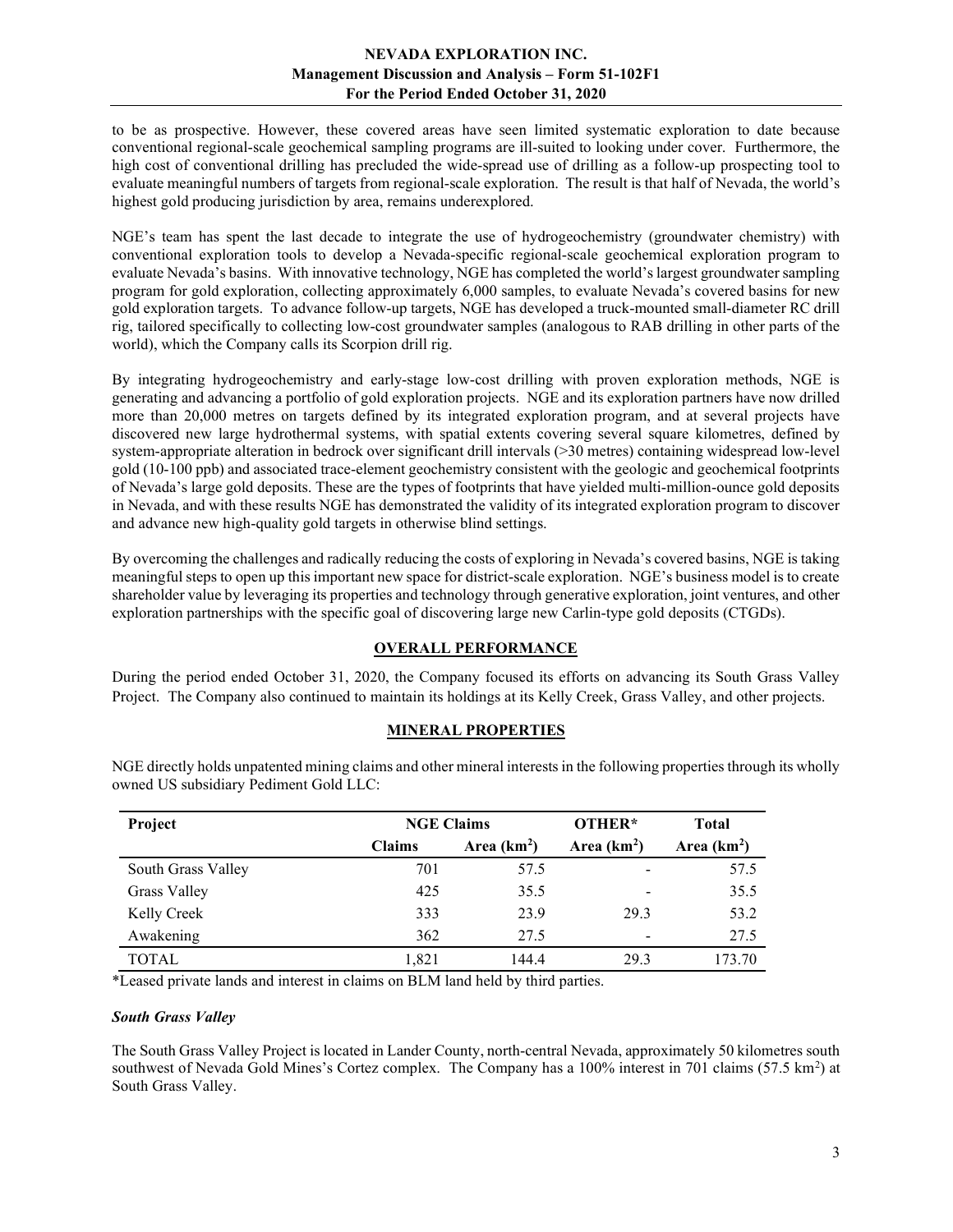to be as prospective. However, these covered areas have seen limited systematic exploration to date because conventional regional-scale geochemical sampling programs are ill-suited to looking under cover. Furthermore, the high cost of conventional drilling has precluded the wide-spread use of drilling as a follow-up prospecting tool to evaluate meaningful numbers of targets from regional-scale exploration. The result is that half of Nevada, the world's highest gold producing jurisdiction by area, remains underexplored.

NGE's team has spent the last decade to integrate the use of hydrogeochemistry (groundwater chemistry) with conventional exploration tools to develop a Nevada-specific regional-scale geochemical exploration program to evaluate Nevada's basins. With innovative technology, NGE has completed the world's largest groundwater sampling program for gold exploration, collecting approximately 6,000 samples, to evaluate Nevada's covered basins for new gold exploration targets. To advance follow-up targets, NGE has developed a truck-mounted small-diameter RC drill rig, tailored specifically to collecting low-cost groundwater samples (analogous to RAB drilling in other parts of the world), which the Company calls its Scorpion drill rig.

By integrating hydrogeochemistry and early-stage low-cost drilling with proven exploration methods, NGE is generating and advancing a portfolio of gold exploration projects. NGE and its exploration partners have now drilled more than 20,000 metres on targets defined by its integrated exploration program, and at several projects have discovered new large hydrothermal systems, with spatial extents covering several square kilometres, defined by system-appropriate alteration in bedrock over significant drill intervals (>30 metres) containing widespread low-level gold (10-100 ppb) and associated trace-element geochemistry consistent with the geologic and geochemical footprints of Nevada's large gold deposits. These are the types of footprints that have yielded multi-million-ounce gold deposits in Nevada, and with these results NGE has demonstrated the validity of its integrated exploration program to discover and advance new high-quality gold targets in otherwise blind settings.

By overcoming the challenges and radically reducing the costs of exploring in Nevada's covered basins, NGE is taking meaningful steps to open up this important new space for district-scale exploration. NGE's business model is to create shareholder value by leveraging its properties and technology through generative exploration, joint ventures, and other exploration partnerships with the specific goal of discovering large new Carlin-type gold deposits (CTGDs).

## OVERALL PERFORMANCE

During the period ended October 31, 2020, the Company focused its efforts on advancing its South Grass Valley Project. The Company also continued to maintain its holdings at its Kelly Creek, Grass Valley, and other projects.

## MINERAL PROPERTIES

NGE directly holds unpatented mining claims and other mineral interests in the following properties through its wholly owned US subsidiary Pediment Gold LLC:

| Project | NGE Claims | | OTHER* | Total |
|---|---|---|---|---|
| | Claims | Area ($km^2$) | Area ($km^2$) | Area ($km^2$) |
| South Grass Valley | 701 | 57.5 | - | 57.5 |
| Grass Valley | 425 | 35.5 | - | 35.5 |
| Kelly Creek | 333 | 23.9 | 29.3 | 53.2 |
| Awakening | 362 | 27.5 | - | 27.5 |
| TOTAL | 1,821 | 144.4 | 29.3 | 173.70 |

*Leased private lands and interest in claims on BLM land held by third parties.

### *South Grass Valley*

The South Grass Valley Project is located in Lander County, north-central Nevada, approximately 50 kilometres south southwest of Nevada Gold Mines's Cortez complex. The Company has a 100% interest in 701 claims (57.5 $km^2$) at South Grass Valley.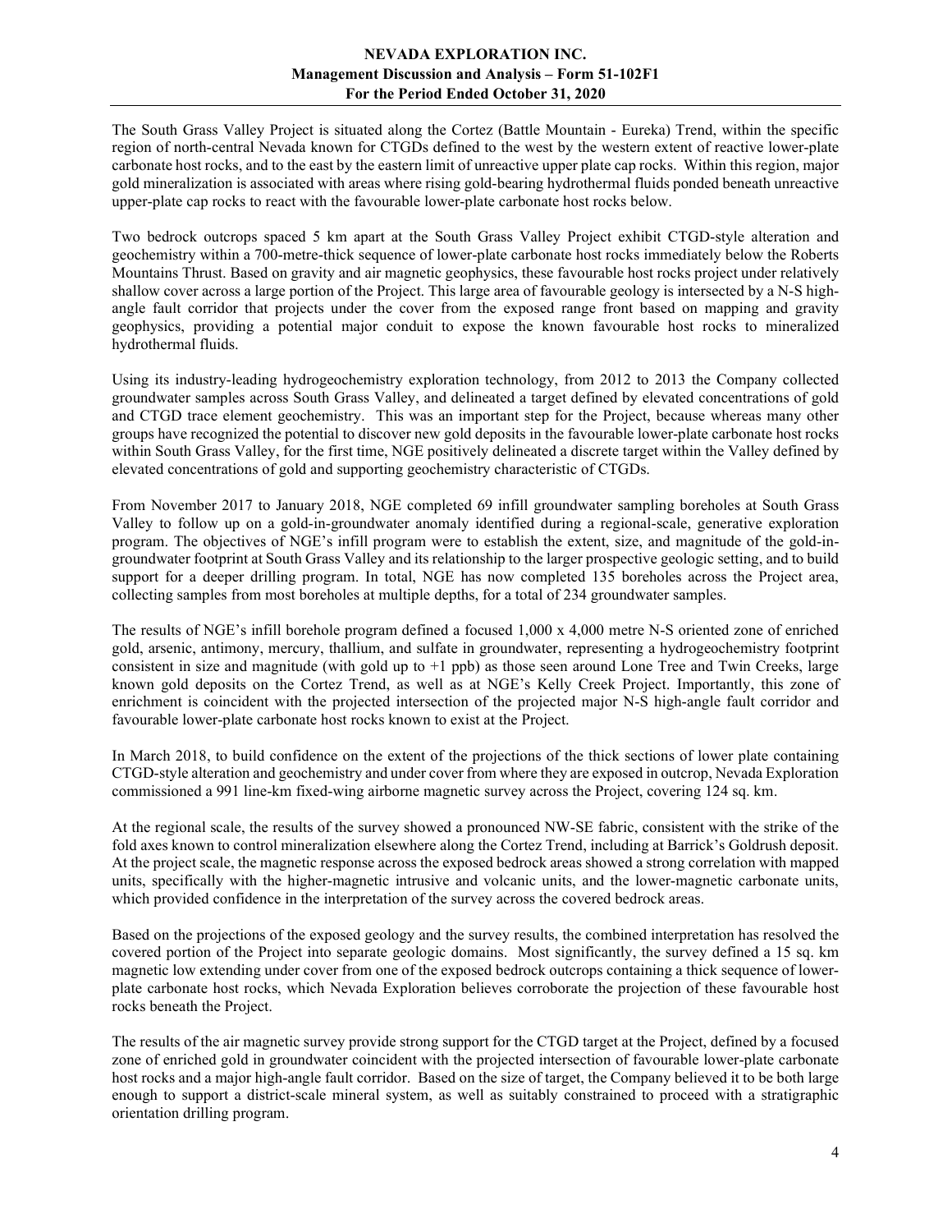The South Grass Valley Project is situated along the Cortez (Battle Mountain - Eureka) Trend, within the specific region of north-central Nevada known for CTGDs defined to the west by the western extent of reactive lower-plate carbonate host rocks, and to the east by the eastern limit of unreactive upper plate cap rocks. Within this region, major gold mineralization is associated with areas where rising gold-bearing hydrothermal fluids ponded beneath unreactive upper-plate cap rocks to react with the favourable lower-plate carbonate host rocks below.

Two bedrock outcrops spaced 5 km apart at the South Grass Valley Project exhibit CTGD-style alteration and geochemistry within a 700-metre-thick sequence of lower-plate carbonate host rocks immediately below the Roberts Mountains Thrust. Based on gravity and air magnetic geophysics, these favourable host rocks project under relatively shallow cover across a large portion of the Project. This large area of favourable geology is intersected by a N-S high-angle fault corridor that projects under the cover from the exposed range front based on mapping and gravity geophysics, providing a potential major conduit to expose the known favourable host rocks to mineralized hydrothermal fluids.

Using its industry-leading hydrogeochemistry exploration technology, from 2012 to 2013 the Company collected groundwater samples across South Grass Valley, and delineated a target defined by elevated concentrations of gold and CTGD trace element geochemistry. This was an important step for the Project, because whereas many other groups have recognized the potential to discover new gold deposits in the favourable lower-plate carbonate host rocks within South Grass Valley, for the first time, NGE positively delineated a discrete target within the Valley defined by elevated concentrations of gold and supporting geochemistry characteristic of CTGDs.

From November 2017 to January 2018, NGE completed 69 infill groundwater sampling boreholes at South Grass Valley to follow up on a gold-in-groundwater anomaly identified during a regional-scale, generative exploration program. The objectives of NGE's infill program were to establish the extent, size, and magnitude of the gold-in-groundwater footprint at South Grass Valley and its relationship to the larger prospective geologic setting, and to build support for a deeper drilling program. In total, NGE has now completed 135 boreholes across the Project area, collecting samples from most boreholes at multiple depths, for a total of 234 groundwater samples.

The results of NGE's infill borehole program defined a focused 1,000 x 4,000 metre N-S oriented zone of enriched gold, arsenic, antimony, mercury, thallium, and sulfate in groundwater, representing a hydrogeochemistry footprint consistent in size and magnitude (with gold up to +1 ppb) as those seen around Lone Tree and Twin Creeks, large known gold deposits on the Cortez Trend, as well as at NGE's Kelly Creek Project. Importantly, this zone of enrichment is coincident with the projected intersection of the projected major N-S high-angle fault corridor and favourable lower-plate carbonate host rocks known to exist at the Project.

In March 2018, to build confidence on the extent of the projections of the thick sections of lower plate containing CTGD-style alteration and geochemistry and under cover from where they are exposed in outcrop, Nevada Exploration commissioned a 991 line-km fixed-wing airborne magnetic survey across the Project, covering 124 sq. km.

At the regional scale, the results of the survey showed a pronounced NW-SE fabric, consistent with the strike of the fold axes known to control mineralization elsewhere along the Cortez Trend, including at Barrick's Goldrush deposit. At the project scale, the magnetic response across the exposed bedrock areas showed a strong correlation with mapped units, specifically with the higher-magnetic intrusive and volcanic units, and the lower-magnetic carbonate units, which provided confidence in the interpretation of the survey across the covered bedrock areas.

Based on the projections of the exposed geology and the survey results, the combined interpretation has resolved the covered portion of the Project into separate geologic domains. Most significantly, the survey defined a 15 sq. km magnetic low extending under cover from one of the exposed bedrock outcrops containing a thick sequence of lower-plate carbonate host rocks, which Nevada Exploration believes corroborate the projection of these favourable host rocks beneath the Project.

The results of the air magnetic survey provide strong support for the CTGD target at the Project, defined by a focused zone of enriched gold in groundwater coincident with the projected intersection of favourable lower-plate carbonate host rocks and a major high-angle fault corridor. Based on the size of target, the Company believed it to be both large enough to support a district-scale mineral system, as well as suitably constrained to proceed with a stratigraphic orientation drilling program.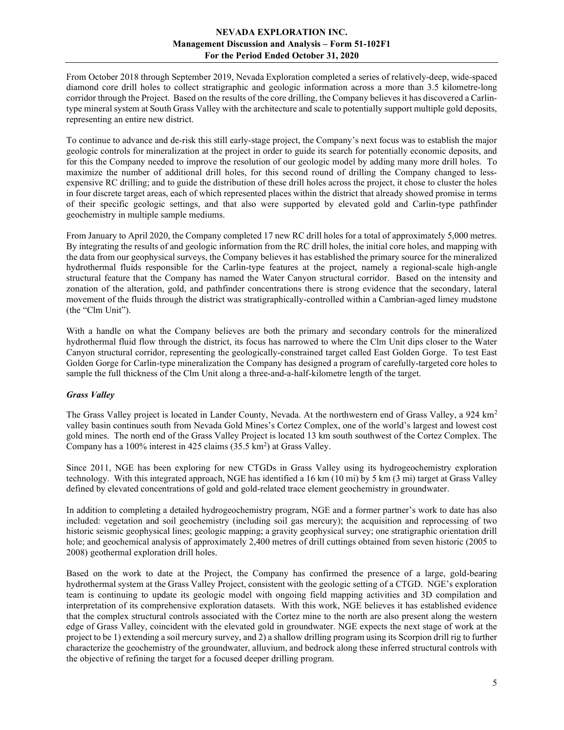From October 2018 through September 2019, Nevada Exploration completed a series of relatively-deep, wide-spaced diamond core drill holes to collect stratigraphic and geologic information across a more than 3.5 kilometre-long corridor through the Project. Based on the results of the core drilling, the Company believes it has discovered a Carlin-type mineral system at South Grass Valley with the architecture and scale to potentially support multiple gold deposits, representing an entire new district.

To continue to advance and de-risk this still early-stage project, the Company's next focus was to establish the major geologic controls for mineralization at the project in order to guide its search for potentially economic deposits, and for this the Company needed to improve the resolution of our geologic model by adding many more drill holes. To maximize the number of additional drill holes, for this second round of drilling the Company changed to less-expensive RC drilling; and to guide the distribution of these drill holes across the project, it chose to cluster the holes in four discrete target areas, each of which represented places within the district that already showed promise in terms of their specific geologic settings, and that also were supported by elevated gold and Carlin-type pathfinder geochemistry in multiple sample mediums.

From January to April 2020, the Company completed 17 new RC drill holes for a total of approximately 5,000 metres. By integrating the results of and geologic information from the RC drill holes, the initial core holes, and mapping with the data from our geophysical surveys, the Company believes it has established the primary source for the mineralized hydrothermal fluids responsible for the Carlin-type features at the project, namely a regional-scale high-angle structural feature that the Company has named the Water Canyon structural corridor. Based on the intensity and zonation of the alteration, gold, and pathfinder concentrations there is strong evidence that the secondary, lateral movement of the fluids through the district was stratigraphically-controlled within a Cambrian-aged limey mudstone (the "Clm Unit").

With a handle on what the Company believes are both the primary and secondary controls for the mineralized hydrothermal fluid flow through the district, its focus has narrowed to where the Clm Unit dips closer to the Water Canyon structural corridor, representing the geologically-constrained target called East Golden Gorge. To test East Golden Gorge for Carlin-type mineralization the Company has designed a program of carefully-targeted core holes to sample the full thickness of the Clm Unit along a three-and-a-half-kilometre length of the target.

### *Grass Valley*

The Grass Valley project is located in Lander County, Nevada. At the northwestern end of Grass Valley, a 924 km$^2$ valley basin continues south from Nevada Gold Mines's Cortez Complex, one of the world's largest and lowest cost gold mines. The north end of the Grass Valley Project is located 13 km south southwest of the Cortez Complex. The Company has a 100% interest in 425 claims (35.5 km$^2$) at Grass Valley.

Since 2011, NGE has been exploring for new CTGDs in Grass Valley using its hydrogeochemistry exploration technology. With this integrated approach, NGE has identified a 16 km (10 mi) by 5 km (3 mi) target at Grass Valley defined by elevated concentrations of gold and gold-related trace element geochemistry in groundwater.

In addition to completing a detailed hydrogeochemistry program, NGE and a former partner's work to date has also included: vegetation and soil geochemistry (including soil gas mercury); the acquisition and reprocessing of two historic seismic geophysical lines; geologic mapping; a gravity geophysical survey; one stratigraphic orientation drill hole; and geochemical analysis of approximately 2,400 metres of drill cuttings obtained from seven historic (2005 to 2008) geothermal exploration drill holes.

Based on the work to date at the Project, the Company has confirmed the presence of a large, gold-bearing hydrothermal system at the Grass Valley Project, consistent with the geologic setting of a CTGD. NGE's exploration team is continuing to update its geologic model with ongoing field mapping activities and 3D compilation and interpretation of its comprehensive exploration datasets. With this work, NGE believes it has established evidence that the complex structural controls associated with the Cortez mine to the north are also present along the western edge of Grass Valley, coincident with the elevated gold in groundwater. NGE expects the next stage of work at the project to be 1) extending a soil mercury survey, and 2) a shallow drilling program using its Scorpion drill rig to further characterize the geochemistry of the groundwater, alluvium, and bedrock along these inferred structural controls with the objective of refining the target for a focused deeper drilling program.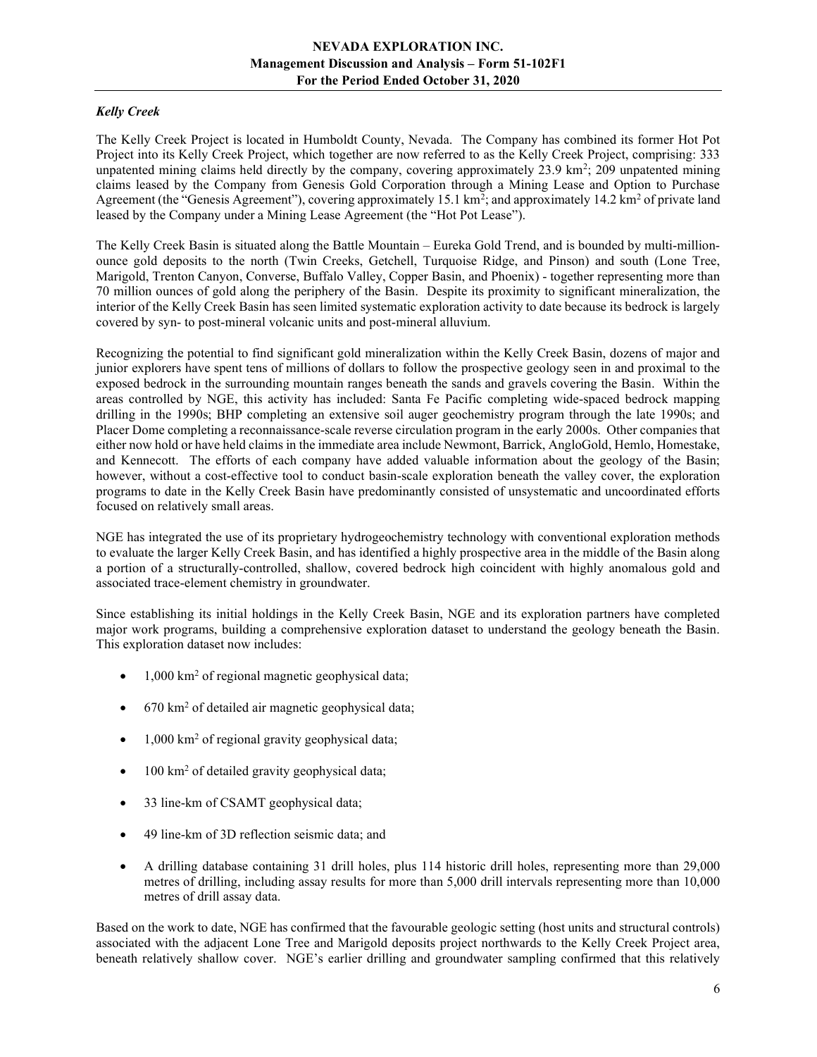### *Kelly Creek*

The Kelly Creek Project is located in Humboldt County, Nevada. The Company has combined its former Hot Pot Project into its Kelly Creek Project, which together are now referred to as the Kelly Creek Project, comprising: 333 unpatented mining claims held directly by the company, covering approximately 23.9 km$^2$; 209 unpatented mining claims leased by the Company from Genesis Gold Corporation through a Mining Lease and Option to Purchase Agreement (the "Genesis Agreement"), covering approximately 15.1 km$^2$; and approximately 14.2 km$^2$ of private land leased by the Company under a Mining Lease Agreement (the "Hot Pot Lease").

The Kelly Creek Basin is situated along the Battle Mountain – Eureka Gold Trend, and is bounded by multi-million-ounce gold deposits to the north (Twin Creeks, Getchell, Turquoise Ridge, and Pinson) and south (Lone Tree, Marigold, Trenton Canyon, Converse, Buffalo Valley, Copper Basin, and Phoenix) - together representing more than 70 million ounces of gold along the periphery of the Basin. Despite its proximity to significant mineralization, the interior of the Kelly Creek Basin has seen limited systematic exploration activity to date because its bedrock is largely covered by syn- to post-mineral volcanic units and post-mineral alluvium.

Recognizing the potential to find significant gold mineralization within the Kelly Creek Basin, dozens of major and junior explorers have spent tens of millions of dollars to follow the prospective geology seen in and proximal to the exposed bedrock in the surrounding mountain ranges beneath the sands and gravels covering the Basin. Within the areas controlled by NGE, this activity has included: Santa Fe Pacific completing wide-spaced bedrock mapping drilling in the 1990s; BHP completing an extensive soil auger geochemistry program through the late 1990s; and Placer Dome completing a reconnaissance-scale reverse circulation program in the early 2000s. Other companies that either now hold or have held claims in the immediate area include Newmont, Barrick, AngloGold, Hemlo, Homestake, and Kennecott. The efforts of each company have added valuable information about the geology of the Basin; however, without a cost-effective tool to conduct basin-scale exploration beneath the valley cover, the exploration programs to date in the Kelly Creek Basin have predominantly consisted of unsystematic and uncoordinated efforts focused on relatively small areas.

NGE has integrated the use of its proprietary hydrogeochemistry technology with conventional exploration methods to evaluate the larger Kelly Creek Basin, and has identified a highly prospective area in the middle of the Basin along a portion of a structurally-controlled, shallow, covered bedrock high coincident with highly anomalous gold and associated trace-element chemistry in groundwater.

Since establishing its initial holdings in the Kelly Creek Basin, NGE and its exploration partners have completed major work programs, building a comprehensive exploration dataset to understand the geology beneath the Basin. This exploration dataset now includes:

- 1,000 km$^2$ of regional magnetic geophysical data;
- 670 km$^2$ of detailed air magnetic geophysical data;
- 1,000 km$^2$ of regional gravity geophysical data;
- 100 km$^2$ of detailed gravity geophysical data;
- 33 line-km of CSAMT geophysical data;
- 49 line-km of 3D reflection seismic data; and
- A drilling database containing 31 drill holes, plus 114 historic drill holes, representing more than 29,000 metres of drilling, including assay results for more than 5,000 drill intervals representing more than 10,000 metres of drill assay data.

Based on the work to date, NGE has confirmed that the favourable geologic setting (host units and structural controls) associated with the adjacent Lone Tree and Marigold deposits project northwards to the Kelly Creek Project area, beneath relatively shallow cover. NGE's earlier drilling and groundwater sampling confirmed that this relatively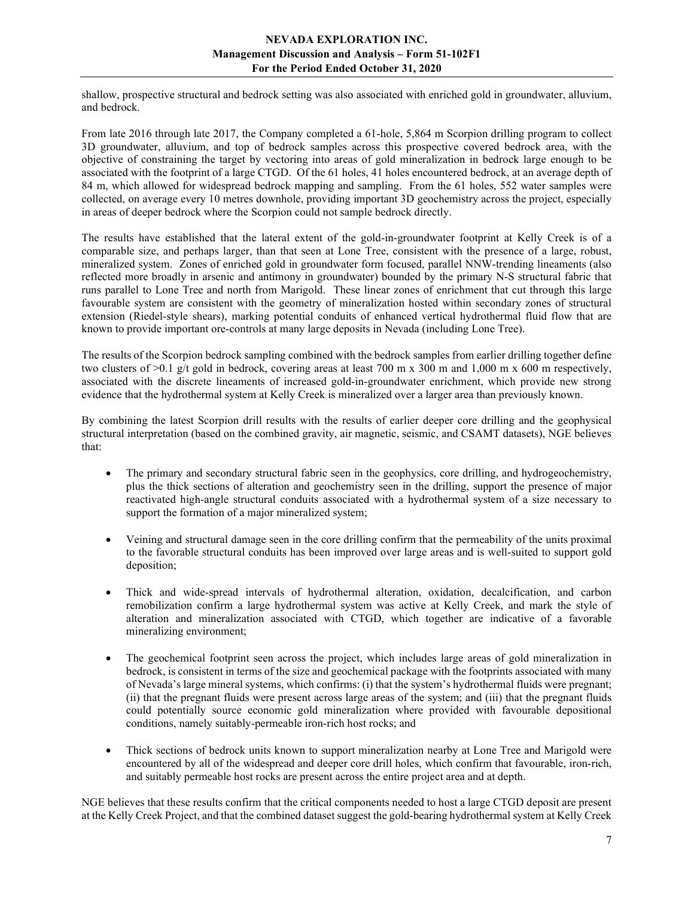shallow, prospective structural and bedrock setting was also associated with enriched gold in groundwater, alluvium, and bedrock.

From late 2016 through late 2017, the Company completed a 61-hole, 5,864 m Scorpion drilling program to collect 3D groundwater, alluvium, and top of bedrock samples across this prospective covered bedrock area, with the objective of constraining the target by vectoring into areas of gold mineralization in bedrock large enough to be associated with the footprint of a large CTGD. Of the 61 holes, 41 holes encountered bedrock, at an average depth of 84 m, which allowed for widespread bedrock mapping and sampling. From the 61 holes, 552 water samples were collected, on average every 10 metres downhole, providing important 3D geochemistry across the project, especially in areas of deeper bedrock where the Scorpion could not sample bedrock directly.

The results have established that the lateral extent of the gold-in-groundwater footprint at Kelly Creek is of a comparable size, and perhaps larger, than that seen at Lone Tree, consistent with the presence of a large, robust, mineralized system. Zones of enriched gold in groundwater form focused, parallel NNW-trending lineaments (also reflected more broadly in arsenic and antimony in groundwater) bounded by the primary N-S structural fabric that runs parallel to Lone Tree and north from Marigold. These linear zones of enrichment that cut through this large favourable system are consistent with the geometry of mineralization hosted within secondary zones of structural extension (Riedel-style shears), marking potential conduits of enhanced vertical hydrothermal fluid flow that are known to provide important ore-controls at many large deposits in Nevada (including Lone Tree).

The results of the Scorpion bedrock sampling combined with the bedrock samples from earlier drilling together define two clusters of >0.1 g/t gold in bedrock, covering areas at least 700 m x 300 m and 1,000 m x 600 m respectively, associated with the discrete lineaments of increased gold-in-groundwater enrichment, which provide new strong evidence that the hydrothermal system at Kelly Creek is mineralized over a larger area than previously known.

By combining the latest Scorpion drill results with the results of earlier deeper core drilling and the geophysical structural interpretation (based on the combined gravity, air magnetic, seismic, and CSAMT datasets), NGE believes that:

- The primary and secondary structural fabric seen in the geophysics, core drilling, and hydrogeochemistry, plus the thick sections of alteration and geochemistry seen in the drilling, support the presence of major reactivated high-angle structural conduits associated with a hydrothermal system of a size necessary to support the formation of a major mineralized system;

- Veining and structural damage seen in the core drilling confirm that the permeability of the units proximal to the favorable structural conduits has been improved over large areas and is well-suited to support gold deposition;

- Thick and wide-spread intervals of hydrothermal alteration, oxidation, decalcification, and carbon remobilization confirm a large hydrothermal system was active at Kelly Creek, and mark the style of alteration and mineralization associated with CTGD, which together are indicative of a favorable mineralizing environment;

- The geochemical footprint seen across the project, which includes large areas of gold mineralization in bedrock, is consistent in terms of the size and geochemical package with the footprints associated with many of Nevada's large mineral systems, which confirms: (i) that the system's hydrothermal fluids were pregnant; (ii) that the pregnant fluids were present across large areas of the system; and (iii) that the pregnant fluids could potentially source economic gold mineralization where provided with favourable depositional conditions, namely suitably-permeable iron-rich host rocks; and

- Thick sections of bedrock units known to support mineralization nearby at Lone Tree and Marigold were encountered by all of the widespread and deeper core drill holes, which confirm that favourable, iron-rich, and suitably permeable host rocks are present across the entire project area and at depth.

NGE believes that these results confirm that the critical components needed to host a large CTGD deposit are present at the Kelly Creek Project, and that the combined dataset suggest the gold-bearing hydrothermal system at Kelly Creek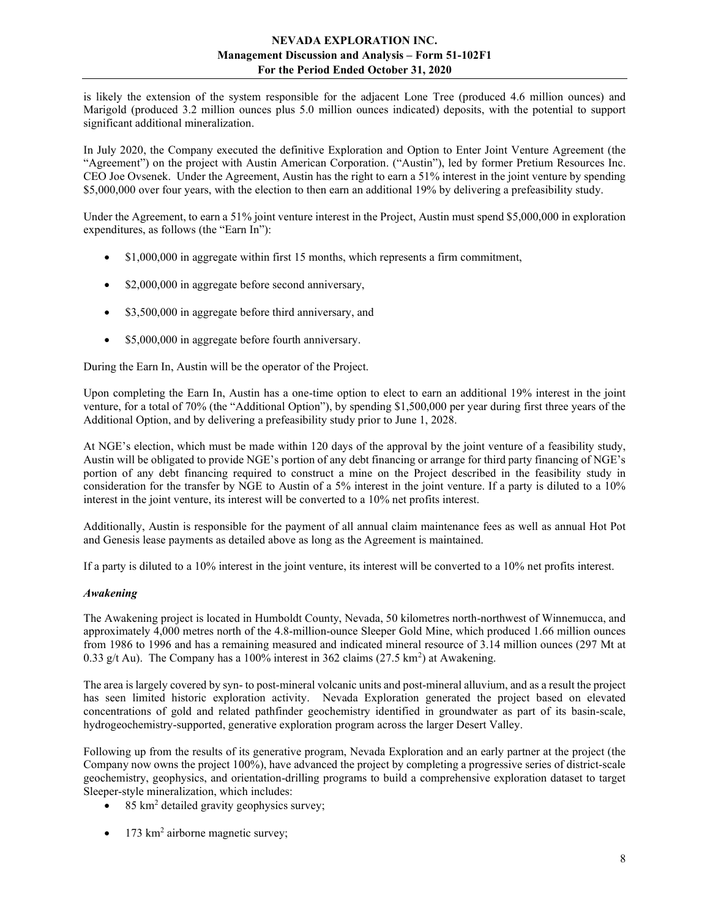is likely the extension of the system responsible for the adjacent Lone Tree (produced 4.6 million ounces) and Marigold (produced 3.2 million ounces plus 5.0 million ounces indicated) deposits, with the potential to support significant additional mineralization.

In July 2020, the Company executed the definitive Exploration and Option to Enter Joint Venture Agreement (the "Agreement") on the project with Austin American Corporation. ("Austin"), led by former Pretium Resources Inc. CEO Joe Ovsenek. Under the Agreement, Austin has the right to earn a 51% interest in the joint venture by spending $5,000,000 over four years, with the election to then earn an additional 19% by delivering a prefeasibility study.

Under the Agreement, to earn a 51% joint venture interest in the Project, Austin must spend $5,000,000 in exploration expenditures, as follows (the "Earn In"):

- $1,000,000 in aggregate within first 15 months, which represents a firm commitment,
- $2,000,000 in aggregate before second anniversary,
- $3,500,000 in aggregate before third anniversary, and
- $5,000,000 in aggregate before fourth anniversary.

During the Earn In, Austin will be the operator of the Project.

Upon completing the Earn In, Austin has a one-time option to elect to earn an additional 19% interest in the joint venture, for a total of 70% (the "Additional Option"), by spending $1,500,000 per year during first three years of the Additional Option, and by delivering a prefeasibility study prior to June 1, 2028.

At NGE's election, which must be made within 120 days of the approval by the joint venture of a feasibility study, Austin will be obligated to provide NGE's portion of any debt financing or arrange for third party financing of NGE's portion of any debt financing required to construct a mine on the Project described in the feasibility study in consideration for the transfer by NGE to Austin of a 5% interest in the joint venture. If a party is diluted to a 10% interest in the joint venture, its interest will be converted to a 10% net profits interest.

Additionally, Austin is responsible for the payment of all annual claim maintenance fees as well as annual Hot Pot and Genesis lease payments as detailed above as long as the Agreement is maintained.

If a party is diluted to a 10% interest in the joint venture, its interest will be converted to a 10% net profits interest.

### *Awakening*

The Awakening project is located in Humboldt County, Nevada, 50 kilometres north-northwest of Winnemucca, and approximately 4,000 metres north of the 4.8-million-ounce Sleeper Gold Mine, which produced 1.66 million ounces from 1986 to 1996 and has a remaining measured and indicated mineral resource of 3.14 million ounces (297 Mt at 0.33 g/t Au). The Company has a 100% interest in 362 claims (27.5 km$^2$) at Awakening.

The area is largely covered by syn- to post-mineral volcanic units and post-mineral alluvium, and as a result the project has seen limited historic exploration activity. Nevada Exploration generated the project based on elevated concentrations of gold and related pathfinder geochemistry identified in groundwater as part of its basin-scale, hydrogeochemistry-supported, generative exploration program across the larger Desert Valley.

Following up from the results of its generative program, Nevada Exploration and an early partner at the project (the Company now owns the project 100%), have advanced the project by completing a progressive series of district-scale geochemistry, geophysics, and orientation-drilling programs to build a comprehensive exploration dataset to target Sleeper-style mineralization, which includes:

- 85 km$^2$ detailed gravity geophysics survey;
- 173 km$^2$ airborne magnetic survey;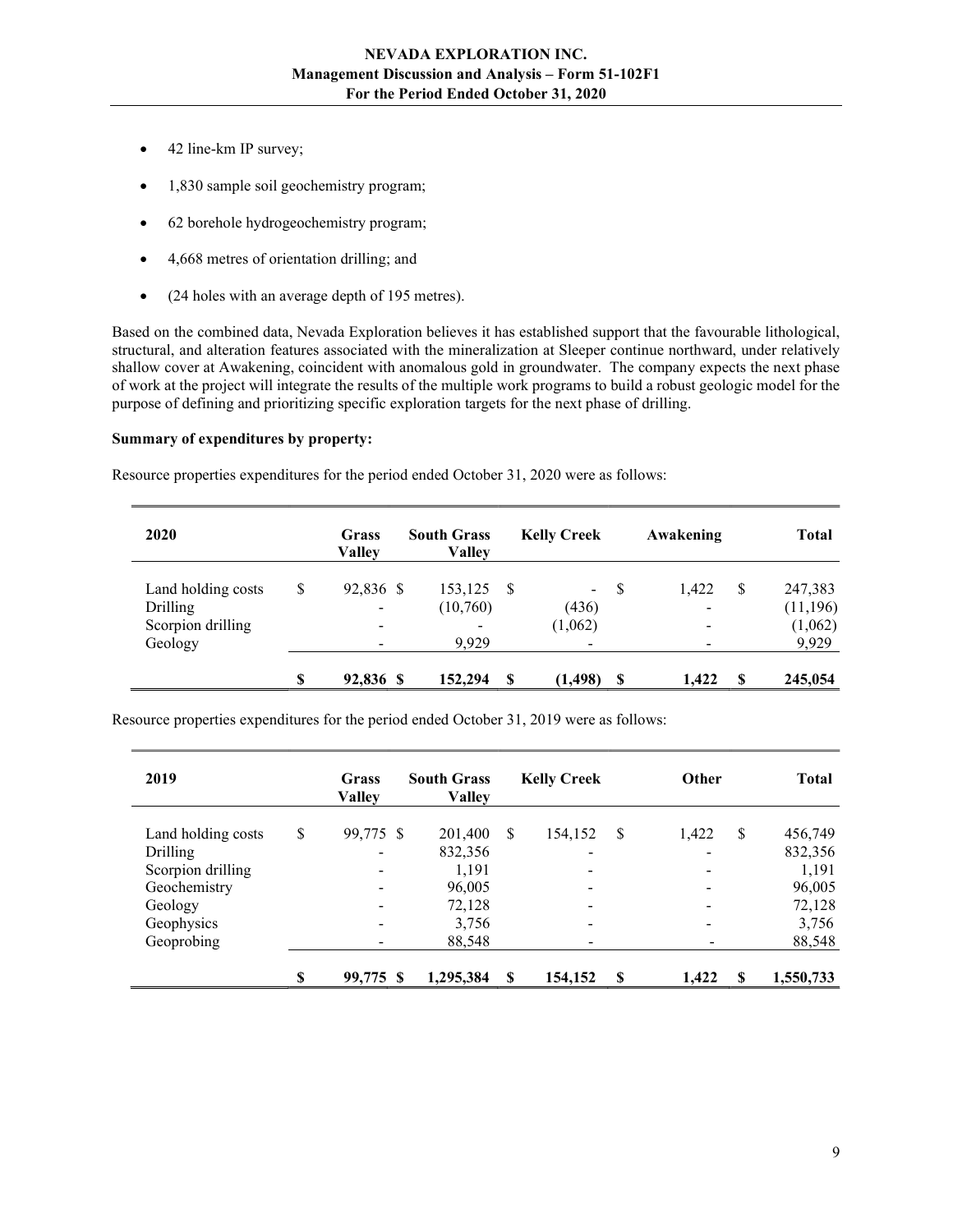- 42 line-km IP survey;
- 1,830 sample soil geochemistry program;
- 62 borehole hydrogeochemistry program;
- 4,668 metres of orientation drilling; and
- (24 holes with an average depth of 195 metres).

Based on the combined data, Nevada Exploration believes it has established support that the favourable lithological, structural, and alteration features associated with the mineralization at Sleeper continue northward, under relatively shallow cover at Awakening, coincident with anomalous gold in groundwater. The company expects the next phase of work at the project will integrate the results of the multiple work programs to build a robust geologic model for the purpose of defining and prioritizing specific exploration targets for the next phase of drilling.

**Summary of expenditures by property:**

Resource properties expenditures for the period ended October 31, 2020 were as follows:

| 2020 | Grass Valley | South Grass Valley | Kelly Creek | Awakening | Total |
|---|---|---|---|---|---|
| Land holding costs | $ 92,836 | $ 153,125 | $ - | $ 1,422 | $ 247,383 |
| Drilling | - | (10,760) | (436) | - | (11,196) |
| Scorpion drilling | - | - | (1,062) | - | (1,062) |
| Geology | - | 9,929 | - | - | 9,929 |
| | **$ 92,836** | **$ 152,294** | **$ (1,498)** | **$ 1,422** | **$ 245,054** |

Resource properties expenditures for the period ended October 31, 2019 were as follows:

| 2019 | Grass Valley | South Grass Valley | Kelly Creek | Other | Total |
|---|---|---|---|---|---|
| Land holding costs | $ 99,775 | $ 201,400 | $ 154,152 | $ 1,422 | $ 456,749 |
| Drilling | - | 832,356 | - | - | 832,356 |
| Scorpion drilling | - | 1,191 | - | - | 1,191 |
| Geochemistry | - | 96,005 | - | - | 96,005 |
| Geology | - | 72,128 | - | - | 72,128 |
| Geophysics | - | 3,756 | - | - | 3,756 |
| Geoprobing | - | 88,548 | - | - | 88,548 |
| | **$ 99,775** | **$ 1,295,384** | **$ 154,152** | **$ 1,422** | **$ 1,550,733** |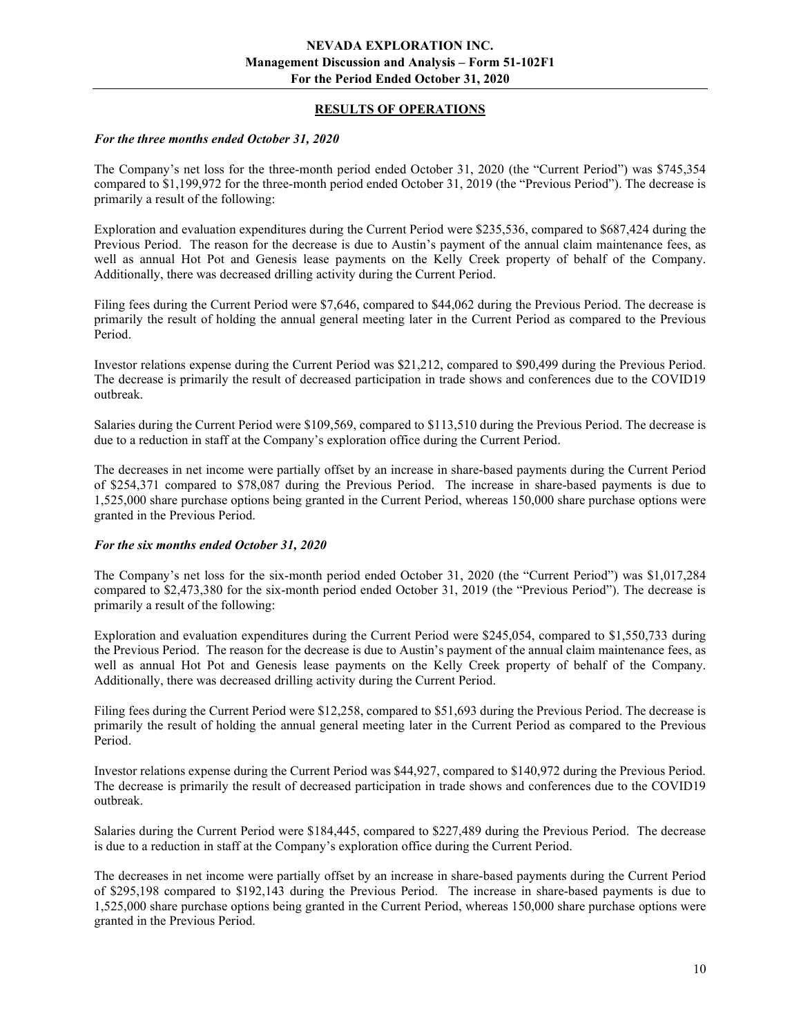## RESULTS OF OPERATIONS

### *For the three months ended October 31, 2020*

The Company's net loss for the three-month period ended October 31, 2020 (the "Current Period") was $745,354 compared to $1,199,972 for the three-month period ended October 31, 2019 (the "Previous Period"). The decrease is primarily a result of the following:

Exploration and evaluation expenditures during the Current Period were $235,536, compared to $687,424 during the Previous Period. The reason for the decrease is due to Austin's payment of the annual claim maintenance fees, as well as annual Hot Pot and Genesis lease payments on the Kelly Creek property of behalf of the Company. Additionally, there was decreased drilling activity during the Current Period.

Filing fees during the Current Period were $7,646, compared to $44,062 during the Previous Period. The decrease is primarily the result of holding the annual general meeting later in the Current Period as compared to the Previous Period.

Investor relations expense during the Current Period was $21,212, compared to $90,499 during the Previous Period. The decrease is primarily the result of decreased participation in trade shows and conferences due to the COVID19 outbreak.

Salaries during the Current Period were $109,569, compared to $113,510 during the Previous Period. The decrease is due to a reduction in staff at the Company's exploration office during the Current Period.

The decreases in net income were partially offset by an increase in share-based payments during the Current Period of $254,371 compared to $78,087 during the Previous Period. The increase in share-based payments is due to 1,525,000 share purchase options being granted in the Current Period, whereas 150,000 share purchase options were granted in the Previous Period.

### *For the six months ended October 31, 2020*

The Company's net loss for the six-month period ended October 31, 2020 (the "Current Period") was $1,017,284 compared to $2,473,380 for the six-month period ended October 31, 2019 (the "Previous Period"). The decrease is primarily a result of the following:

Exploration and evaluation expenditures during the Current Period were $245,054, compared to $1,550,733 during the Previous Period. The reason for the decrease is due to Austin's payment of the annual claim maintenance fees, as well as annual Hot Pot and Genesis lease payments on the Kelly Creek property of behalf of the Company. Additionally, there was decreased drilling activity during the Current Period.

Filing fees during the Current Period were $12,258, compared to $51,693 during the Previous Period. The decrease is primarily the result of holding the annual general meeting later in the Current Period as compared to the Previous Period.

Investor relations expense during the Current Period was $44,927, compared to $140,972 during the Previous Period. The decrease is primarily the result of decreased participation in trade shows and conferences due to the COVID19 outbreak.

Salaries during the Current Period were $184,445, compared to $227,489 during the Previous Period. The decrease is due to a reduction in staff at the Company's exploration office during the Current Period.

The decreases in net income were partially offset by an increase in share-based payments during the Current Period of $295,198 compared to $192,143 during the Previous Period. The increase in share-based payments is due to 1,525,000 share purchase options being granted in the Current Period, whereas 150,000 share purchase options were granted in the Previous Period.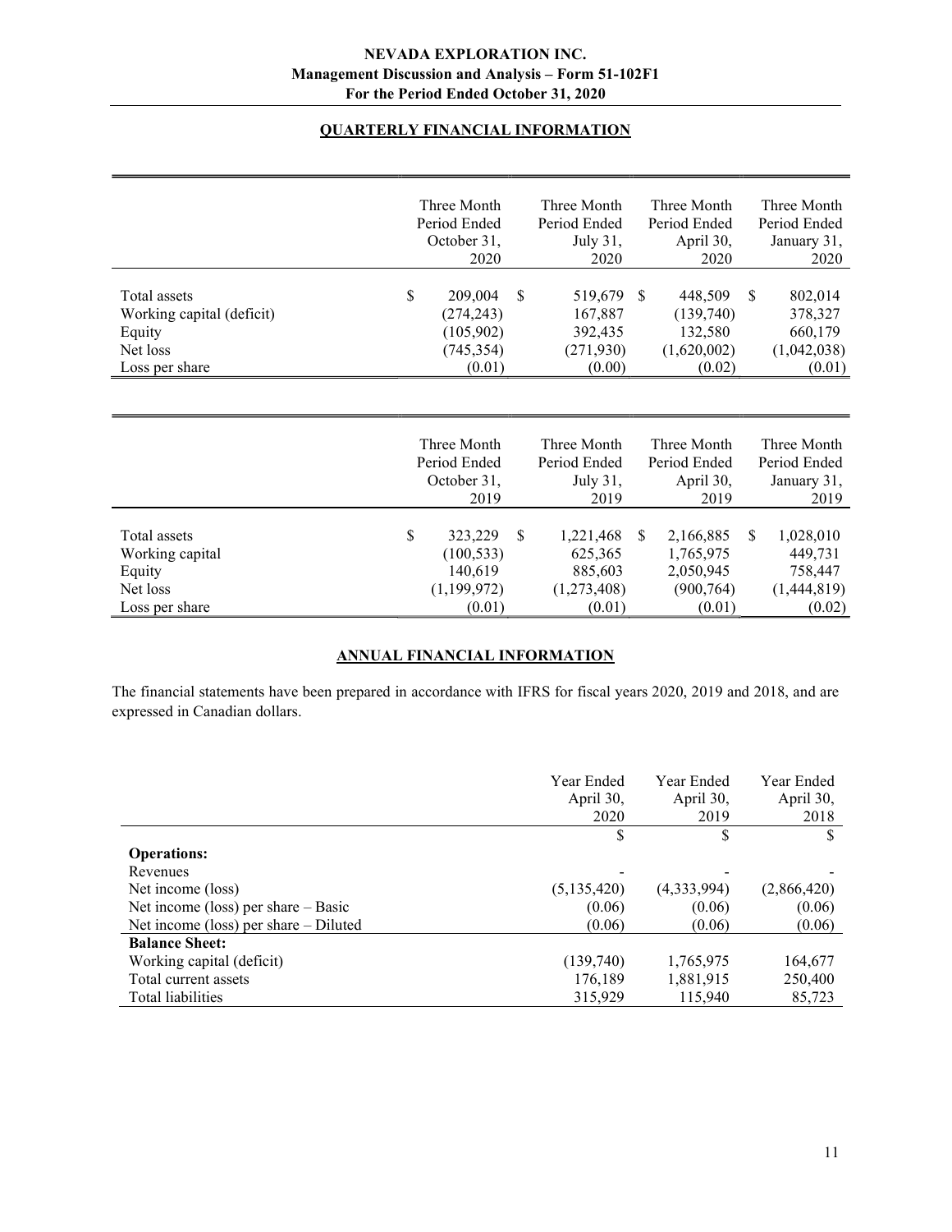## QUARTERLY FINANCIAL INFORMATION

| | Three Month Period Ended October 31, 2020 | Three Month Period Ended July 31, 2020 | Three Month Period Ended April 30, 2020 | Three Month Period Ended January 31, 2020 |
|---|---|---|---|---|
| Total assets | $ 209,004 | $ 519,679 | $ 448,509 | $ 802,014 |
| Working capital (deficit) | (274,243) | 167,887 | (139,740) | 378,327 |
| Equity | (105,902) | 392,435 | 132,580 | 660,179 |
| Net loss | (745,354) | (271,930) | (1,620,002) | (1,042,038) |
| Loss per share | (0.01) | (0.00) | (0.02) | (0.01) |

| | Three Month Period Ended October 31, 2019 | Three Month Period Ended July 31, 2019 | Three Month Period Ended April 30, 2019 | Three Month Period Ended January 31, 2019 |
|---|---|---|---|---|
| Total assets | $ 323,229 | $ 1,221,468 | $ 2,166,885 | $ 1,028,010 |
| Working capital | (100,533) | 625,365 | 1,765,975 | 449,731 |
| Equity | 140,619 | 885,603 | 2,050,945 | 758,447 |
| Net loss | (1,199,972) | (1,273,408) | (900,764) | (1,444,819) |
| Loss per share | (0.01) | (0.01) | (0.01) | (0.02) |

## ANNUAL FINANCIAL INFORMATION

The financial statements have been prepared in accordance with IFRS for fiscal years 2020, 2019 and 2018, and are expressed in Canadian dollars.

| | Year Ended April 30, 2020 | Year Ended April 30, 2019 | Year Ended April 30, 2018 |
|---|---|---|---|
| | $ | $ | $ |
| **Operations:** | | | |
| Revenues | - | - | - |
| Net income (loss) | (5,135,420) | (4,333,994) | (2,866,420) |
| Net income (loss) per share – Basic | (0.06) | (0.06) | (0.06) |
| Net income (loss) per share – Diluted | (0.06) | (0.06) | (0.06) |
| **Balance Sheet:** | | | |
| Working capital (deficit) | (139,740) | 1,765,975 | 164,677 |
| Total current assets | 176,189 | 1,881,915 | 250,400 |
| Total liabilities | 315,929 | 115,940 | 85,723 |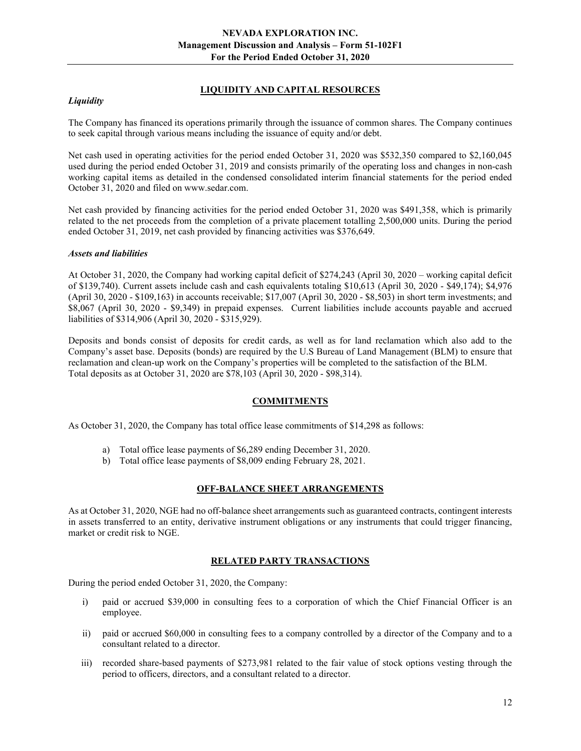## LIQUIDITY AND CAPITAL RESOURCES

### *Liquidity*

The Company has financed its operations primarily through the issuance of common shares. The Company continues to seek capital through various means including the issuance of equity and/or debt.

Net cash used in operating activities for the period ended October 31, 2020 was $532,350 compared to $2,160,045 used during the period ended October 31, 2019 and consists primarily of the operating loss and changes in non-cash working capital items as detailed in the condensed consolidated interim financial statements for the period ended October 31, 2020 and filed on www.sedar.com.

Net cash provided by financing activities for the period ended October 31, 2020 was $491,358, which is primarily related to the net proceeds from the completion of a private placement totalling 2,500,000 units. During the period ended October 31, 2019, net cash provided by financing activities was $376,649.

### *Assets and liabilities*

At October 31, 2020, the Company had working capital deficit of $274,243 (April 30, 2020 – working capital deficit of $139,740). Current assets include cash and cash equivalents totaling $10,613 (April 30, 2020 - $49,174); $4,976 (April 30, 2020 - $109,163) in accounts receivable; $17,007 (April 30, 2020 - $8,503) in short term investments; and $8,067 (April 30, 2020 - $9,349) in prepaid expenses. Current liabilities include accounts payable and accrued liabilities of $314,906 (April 30, 2020 - $315,929).

Deposits and bonds consist of deposits for credit cards, as well as for land reclamation which also add to the Company's asset base. Deposits (bonds) are required by the U.S Bureau of Land Management (BLM) to ensure that reclamation and clean-up work on the Company's properties will be completed to the satisfaction of the BLM. Total deposits as at October 31, 2020 are $78,103 (April 30, 2020 - $98,314).

## COMMITMENTS

As October 31, 2020, the Company has total office lease commitments of $14,298 as follows:

a) Total office lease payments of $6,289 ending December 31, 2020.
b) Total office lease payments of $8,009 ending February 28, 2021.

## OFF-BALANCE SHEET ARRANGEMENTS

As at October 31, 2020, NGE had no off-balance sheet arrangements such as guaranteed contracts, contingent interests in assets transferred to an entity, derivative instrument obligations or any instruments that could trigger financing, market or credit risk to NGE.

## RELATED PARTY TRANSACTIONS

During the period ended October 31, 2020, the Company:

i) paid or accrued $39,000 in consulting fees to a corporation of which the Chief Financial Officer is an employee.

ii) paid or accrued $60,000 in consulting fees to a company controlled by a director of the Company and to a consultant related to a director.

iii) recorded share-based payments of $273,981 related to the fair value of stock options vesting through the period to officers, directors, and a consultant related to a director.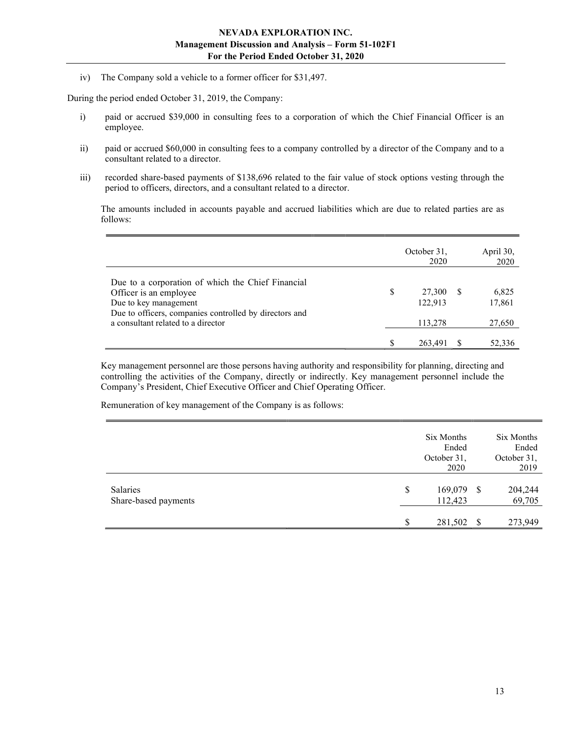iv) The Company sold a vehicle to a former officer for $31,497.

During the period ended October 31, 2019, the Company:

i) paid or accrued $39,000 in consulting fees to a corporation of which the Chief Financial Officer is an employee.

ii) paid or accrued $60,000 in consulting fees to a company controlled by a director of the Company and to a consultant related to a director.

iii) recorded share-based payments of $138,696 related to the fair value of stock options vesting through the period to officers, directors, and a consultant related to a director.

The amounts included in accounts payable and accrued liabilities which are due to related parties are as follows:

| | October 31, 2020 | April 30, 2020 |
|---|---|---|
| Due to a corporation of which the Chief Financial Officer is an employee | $ 27,300 | $ 6,825 |
| Due to key management | 122,913 | 17,861 |
| Due to officers, companies controlled by directors and a consultant related to a director | 113,278 | 27,650 |
| | $ 263,491 | $ 52,336 |

Key management personnel are those persons having authority and responsibility for planning, directing and controlling the activities of the Company, directly or indirectly. Key management personnel include the Company's President, Chief Executive Officer and Chief Operating Officer.

Remuneration of key management of the Company is as follows:

| | Six Months Ended October 31, 2020 | Six Months Ended October 31, 2019 |
|---|---|---|
| Salaries | $ 169,079 | $ 204,244 |
| Share-based payments | 112,423 | 69,705 |
| | $ 281,502 | $ 273,949 |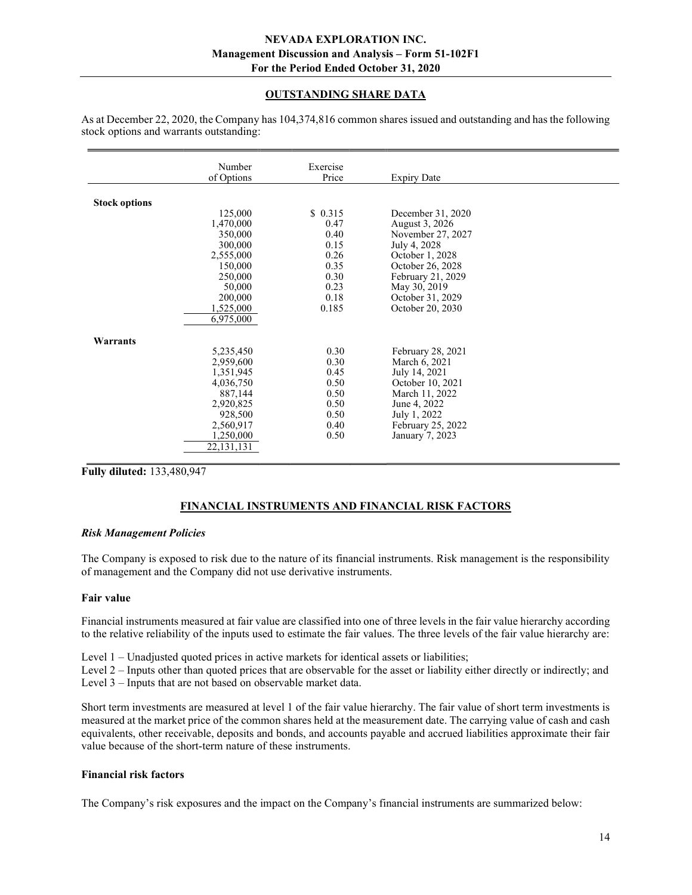## OUTSTANDING SHARE DATA

As at December 22, 2020, the Company has 104,374,816 common shares issued and outstanding and has the following stock options and warrants outstanding:

| | Number of Options | Exercise Price | Expiry Date |
|---|---|---|---|
| **Stock options** | | | |
| | 125,000 | $ 0.315 | December 31, 2020 |
| | 1,470,000 | 0.47 | August 3, 2026 |
| | 350,000 | 0.40 | November 27, 2027 |
| | 300,000 | 0.15 | July 4, 2028 |
| | 2,555,000 | 0.26 | October 1, 2028 |
| | 150,000 | 0.35 | October 26, 2028 |
| | 250,000 | 0.30 | February 21, 2029 |
| | 50,000 | 0.23 | May 30, 2019 |
| | 200,000 | 0.18 | October 31, 2029 |
| | 1,525,000 | 0.185 | October 20, 2030 |
| | 6,975,000 | | |
| **Warrants** | | | |
| | 5,235,450 | 0.30 | February 28, 2021 |
| | 2,959,600 | 0.30 | March 6, 2021 |
| | 1,351,945 | 0.45 | July 14, 2021 |
| | 4,036,750 | 0.50 | October 10, 2021 |
| | 887,144 | 0.50 | March 11, 2022 |
| | 2,920,825 | 0.50 | June 4, 2022 |
| | 928,500 | 0.50 | July 1, 2022 |
| | 2,560,917 | 0.40 | February 25, 2022 |
| | 1,250,000 | 0.50 | January 7, 2023 |
| | 22,131,131 | | |

**Fully diluted:** 133,480,947

## FINANCIAL INSTRUMENTS AND FINANCIAL RISK FACTORS

### *Risk Management Policies*

The Company is exposed to risk due to the nature of its financial instruments. Risk management is the responsibility of management and the Company did not use derivative instruments.

### Fair value

Financial instruments measured at fair value are classified into one of three levels in the fair value hierarchy according to the relative reliability of the inputs used to estimate the fair values. The three levels of the fair value hierarchy are:

Level 1 – Unadjusted quoted prices in active markets for identical assets or liabilities;
Level 2 – Inputs other than quoted prices that are observable for the asset or liability either directly or indirectly; and
Level 3 – Inputs that are not based on observable market data.

Short term investments are measured at level 1 of the fair value hierarchy. The fair value of short term investments is measured at the market price of the common shares held at the measurement date. The carrying value of cash and cash equivalents, other receivable, deposits and bonds, and accounts payable and accrued liabilities approximate their fair value because of the short-term nature of these instruments.

### Financial risk factors

The Company's risk exposures and the impact on the Company's financial instruments are summarized below: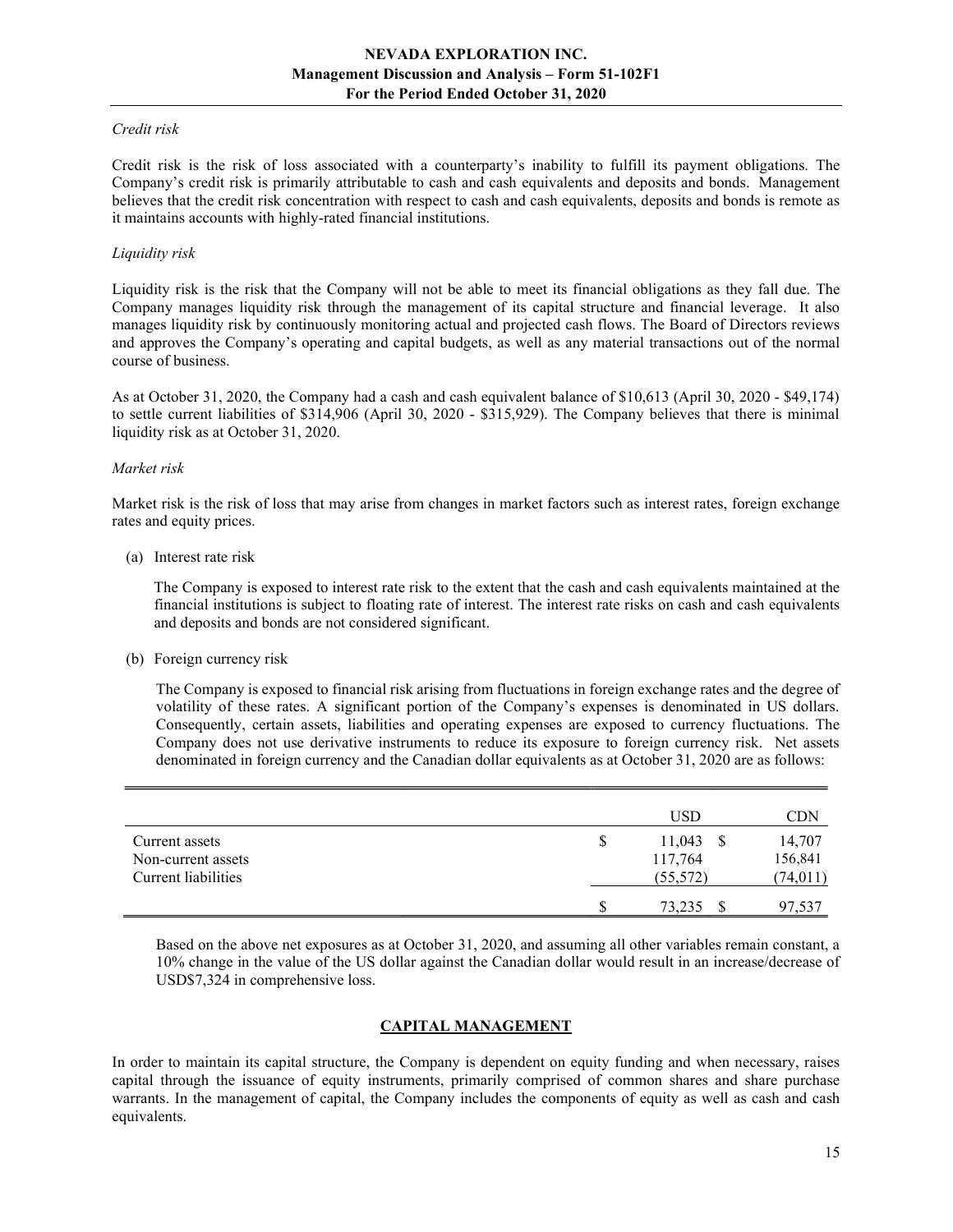*Credit risk*

Credit risk is the risk of loss associated with a counterparty's inability to fulfill its payment obligations. The Company's credit risk is primarily attributable to cash and cash equivalents and deposits and bonds. Management believes that the credit risk concentration with respect to cash and cash equivalents, deposits and bonds is remote as it maintains accounts with highly-rated financial institutions.

*Liquidity risk*

Liquidity risk is the risk that the Company will not be able to meet its financial obligations as they fall due. The Company manages liquidity risk through the management of its capital structure and financial leverage. It also manages liquidity risk by continuously monitoring actual and projected cash flows. The Board of Directors reviews and approves the Company's operating and capital budgets, as well as any material transactions out of the normal course of business.

As at October 31, 2020, the Company had a cash and cash equivalent balance of $10,613 (April 30, 2020 - $49,174) to settle current liabilities of $314,906 (April 30, 2020 - $315,929). The Company believes that there is minimal liquidity risk as at October 31, 2020.

*Market risk*

Market risk is the risk of loss that may arise from changes in market factors such as interest rates, foreign exchange rates and equity prices.

(a) Interest rate risk

The Company is exposed to interest rate risk to the extent that the cash and cash equivalents maintained at the financial institutions is subject to floating rate of interest. The interest rate risks on cash and cash equivalents and deposits and bonds are not considered significant.

(b) Foreign currency risk

The Company is exposed to financial risk arising from fluctuations in foreign exchange rates and the degree of volatility of these rates. A significant portion of the Company's expenses is denominated in US dollars. Consequently, certain assets, liabilities and operating expenses are exposed to currency fluctuations. The Company does not use derivative instruments to reduce its exposure to foreign currency risk. Net assets denominated in foreign currency and the Canadian dollar equivalents as at October 31, 2020 are as follows:

| | USD | CDN |
|---|---|---|
| Current assets | $ 11,043 | $ 14,707 |
| Non-current assets | 117,764 | 156,841 |
| Current liabilities | (55,572) | (74,011) |
| | $ 73,235 | $ 97,537 |

Based on the above net exposures as at October 31, 2020, and assuming all other variables remain constant, a 10% change in the value of the US dollar against the Canadian dollar would result in an increase/decrease of USD$7,324 in comprehensive loss.

## CAPITAL MANAGEMENT

In order to maintain its capital structure, the Company is dependent on equity funding and when necessary, raises capital through the issuance of equity instruments, primarily comprised of common shares and share purchase warrants. In the management of capital, the Company includes the components of equity as well as cash and cash equivalents.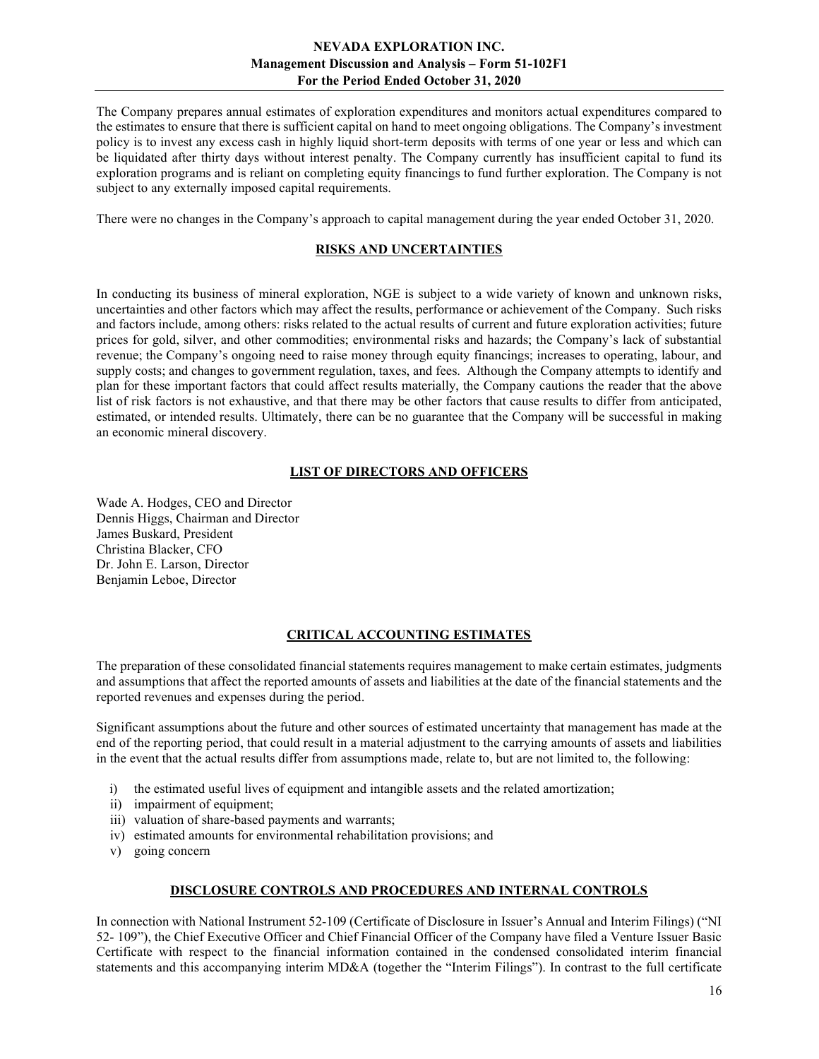The Company prepares annual estimates of exploration expenditures and monitors actual expenditures compared to the estimates to ensure that there is sufficient capital on hand to meet ongoing obligations. The Company's investment policy is to invest any excess cash in highly liquid short-term deposits with terms of one year or less and which can be liquidated after thirty days without interest penalty. The Company currently has insufficient capital to fund its exploration programs and is reliant on completing equity financings to fund further exploration. The Company is not subject to any externally imposed capital requirements.

There were no changes in the Company's approach to capital management during the year ended October 31, 2020.

## RISKS AND UNCERTAINTIES

In conducting its business of mineral exploration, NGE is subject to a wide variety of known and unknown risks, uncertainties and other factors which may affect the results, performance or achievement of the Company. Such risks and factors include, among others: risks related to the actual results of current and future exploration activities; future prices for gold, silver, and other commodities; environmental risks and hazards; the Company's lack of substantial revenue; the Company's ongoing need to raise money through equity financings; increases to operating, labour, and supply costs; and changes to government regulation, taxes, and fees. Although the Company attempts to identify and plan for these important factors that could affect results materially, the Company cautions the reader that the above list of risk factors is not exhaustive, and that there may be other factors that cause results to differ from anticipated, estimated, or intended results. Ultimately, there can be no guarantee that the Company will be successful in making an economic mineral discovery.

## LIST OF DIRECTORS AND OFFICERS

Wade A. Hodges, CEO and Director
Dennis Higgs, Chairman and Director
James Buskard, President
Christina Blacker, CFO
Dr. John E. Larson, Director
Benjamin Leboe, Director

## CRITICAL ACCOUNTING ESTIMATES

The preparation of these consolidated financial statements requires management to make certain estimates, judgments and assumptions that affect the reported amounts of assets and liabilities at the date of the financial statements and the reported revenues and expenses during the period.

Significant assumptions about the future and other sources of estimated uncertainty that management has made at the end of the reporting period, that could result in a material adjustment to the carrying amounts of assets and liabilities in the event that the actual results differ from assumptions made, relate to, but are not limited to, the following:

i) the estimated useful lives of equipment and intangible assets and the related amortization;
ii) impairment of equipment;
iii) valuation of share-based payments and warrants;
iv) estimated amounts for environmental rehabilitation provisions; and
v) going concern

## DISCLOSURE CONTROLS AND PROCEDURES AND INTERNAL CONTROLS

In connection with National Instrument 52-109 (Certificate of Disclosure in Issuer's Annual and Interim Filings) ("NI 52- 109"), the Chief Executive Officer and Chief Financial Officer of the Company have filed a Venture Issuer Basic Certificate with respect to the financial information contained in the condensed consolidated interim financial statements and this accompanying interim MD&A (together the "Interim Filings"). In contrast to the full certificate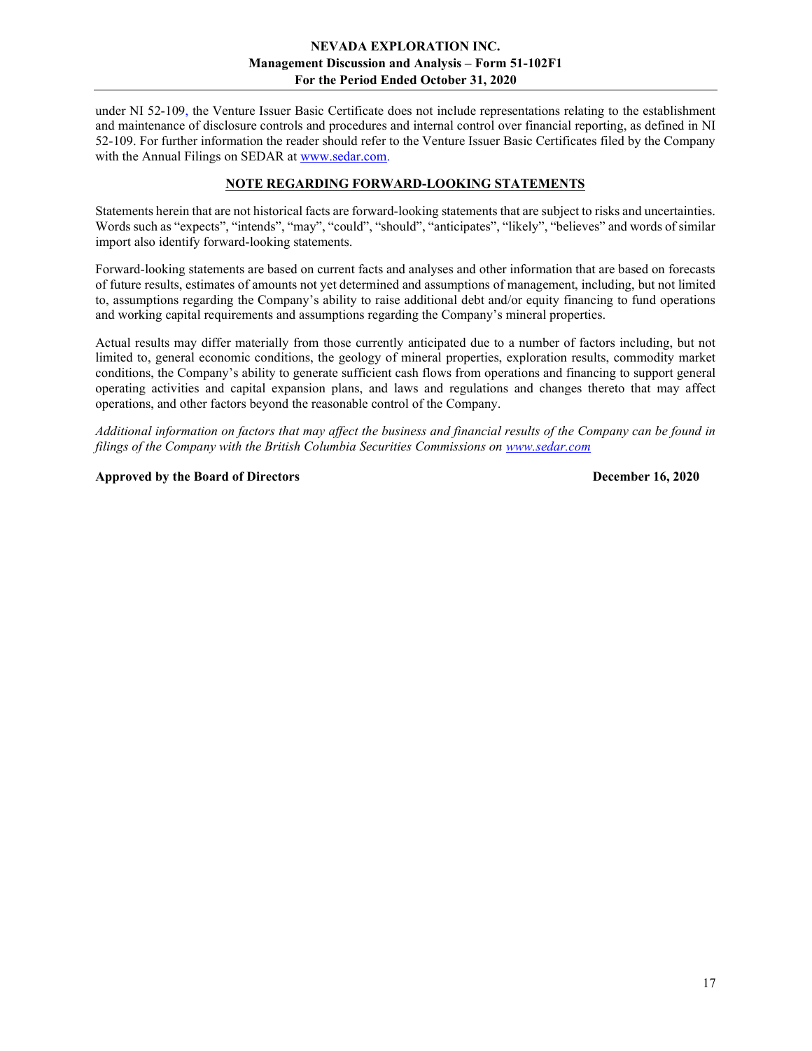under NI 52-109, the Venture Issuer Basic Certificate does not include representations relating to the establishment and maintenance of disclosure controls and procedures and internal control over financial reporting, as defined in NI 52-109. For further information the reader should refer to the Venture Issuer Basic Certificates filed by the Company with the Annual Filings on SEDAR at www.sedar.com.

## NOTE REGARDING FORWARD-LOOKING STATEMENTS

Statements herein that are not historical facts are forward-looking statements that are subject to risks and uncertainties. Words such as "expects", "intends", "may", "could", "should", "anticipates", "likely", "believes" and words of similar import also identify forward-looking statements.

Forward-looking statements are based on current facts and analyses and other information that are based on forecasts of future results, estimates of amounts not yet determined and assumptions of management, including, but not limited to, assumptions regarding the Company's ability to raise additional debt and/or equity financing to fund operations and working capital requirements and assumptions regarding the Company's mineral properties.

Actual results may differ materially from those currently anticipated due to a number of factors including, but not limited to, general economic conditions, the geology of mineral properties, exploration results, commodity market conditions, the Company's ability to generate sufficient cash flows from operations and financing to support general operating activities and capital expansion plans, and laws and regulations and changes thereto that may affect operations, and other factors beyond the reasonable control of the Company.

*Additional information on factors that may affect the business and financial results of the Company can be found in filings of the Company with the British Columbia Securities Commissions on www.sedar.com*

**Approved by the Board of Directors** **December 16, 2020**